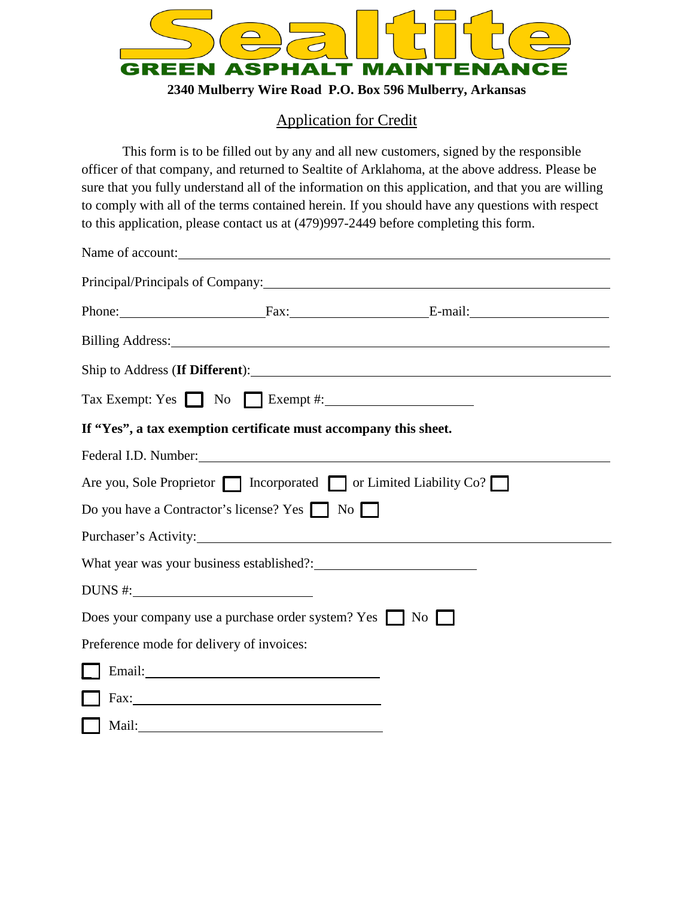# Sealtite

## GREEN ASPHALT MAINTENANCE

**2340 Mulberry Wire Road P.O. Box 596 Mulberry, Arkansas**

## Application for Credit

This form is to be filled out by any and all new customers, signed by the responsible officer of that company, and returned to Sealtite of Arklahoma, at the above address. Please be sure that you fully understand all of the information on this application, and that you are willing to comply with all of the terms contained herein. If you should have any questions with respect to this application, please contact us at (479)997-2449 before completing this form.

Name of account: ______________________________

Principal/Principals of Company: ______________________________

Phone: ______________ Fax: ______________ E-mail: ______________

Billing Address: ______________________________

Ship to Address (**If Different**): ______________________________

Tax Exempt: Yes ☐ No ☐ Exempt #: ______________

**If "Yes", a tax exemption certificate must accompany this sheet.**

Federal I.D. Number: ______________________________

Are you, Sole Proprietor ☐ Incorporated ☐ or Limited Liability Co? ☐

Do you have a Contractor's license? Yes ☐ No ☐

Purchaser's Activity: ______________________________

What year was your business established?: ______________

DUNS #: ______________

Does your company use a purchase order system? Yes ☐ No ☐

Preference mode for delivery of invoices:

☐ Email: ______________

☐ Fax: ______________

☐ Mail: ______________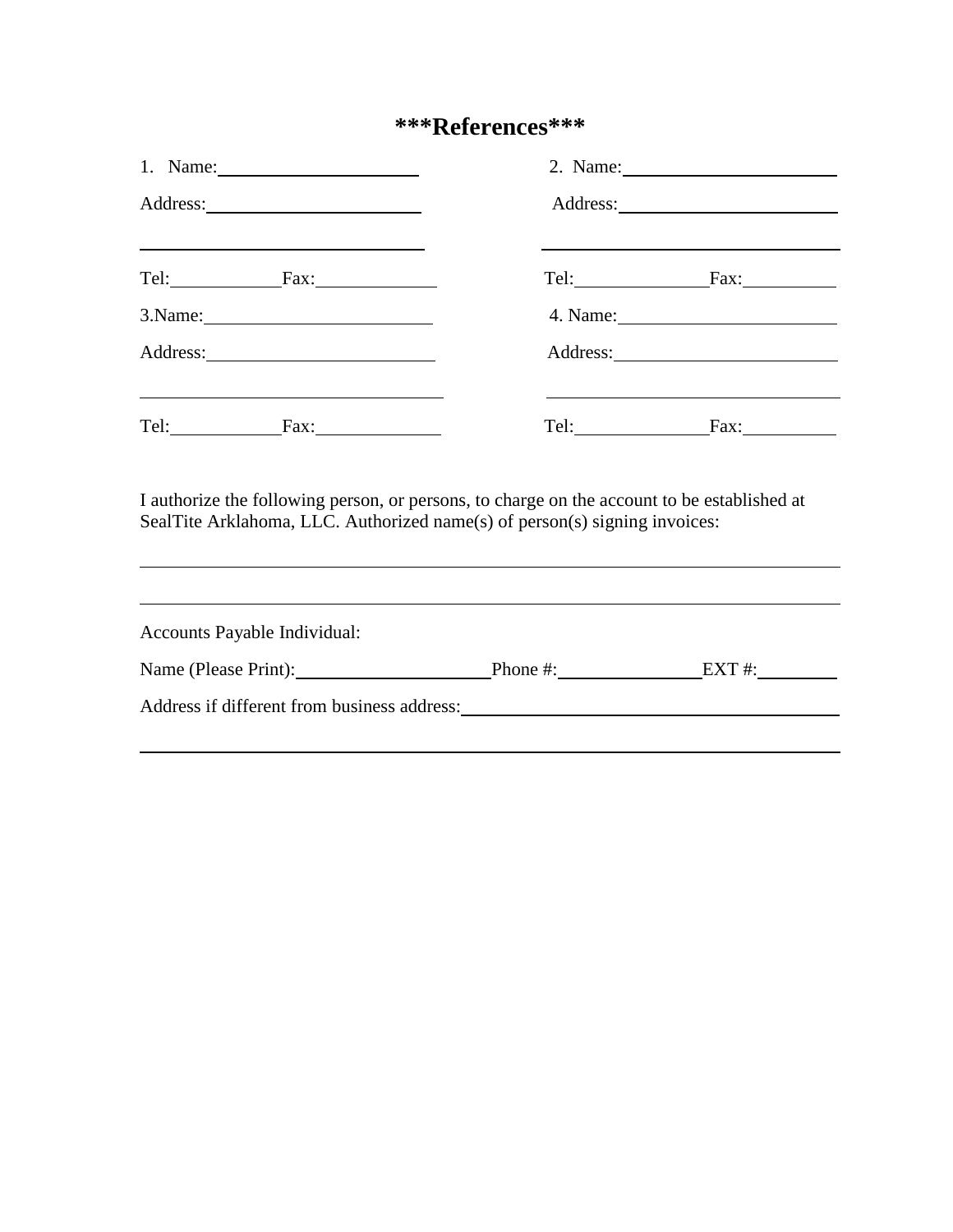# ***References***

1. Name: \_\_\_\_\_\_\_\_\_\_\_\_\_\_\_\_\_\_\_\_\_\_

Address: \_\_\_\_\_\_\_\_\_\_\_\_\_\_\_\_\_\_\_\_\_\_

\_\_\_\_\_\_\_\_\_\_\_\_\_\_\_\_\_\_\_\_\_\_\_\_\_\_\_\_\_\_\_\_

Tel: \_\_\_\_\_\_\_\_\_\_\_ Fax: \_\_\_\_\_\_\_\_\_\_\_\_

2. Name: \_\_\_\_\_\_\_\_\_\_\_\_\_\_\_\_\_\_\_\_\_\_

Address: \_\_\_\_\_\_\_\_\_\_\_\_\_\_\_\_\_\_\_\_\_\_

\_\_\_\_\_\_\_\_\_\_\_\_\_\_\_\_\_\_\_\_\_\_\_\_\_\_\_\_\_\_\_\_

Tel: \_\_\_\_\_\_\_\_\_\_\_ Fax: \_\_\_\_\_\_\_\_\_\_\_\_

3.Name: \_\_\_\_\_\_\_\_\_\_\_\_\_\_\_\_\_\_\_\_\_\_

Address: \_\_\_\_\_\_\_\_\_\_\_\_\_\_\_\_\_\_\_\_\_\_

\_\_\_\_\_\_\_\_\_\_\_\_\_\_\_\_\_\_\_\_\_\_\_\_\_\_\_\_\_\_\_\_

Tel: \_\_\_\_\_\_\_\_\_\_\_ Fax: \_\_\_\_\_\_\_\_\_\_\_\_

4. Name: \_\_\_\_\_\_\_\_\_\_\_\_\_\_\_\_\_\_\_\_\_\_

Address: \_\_\_\_\_\_\_\_\_\_\_\_\_\_\_\_\_\_\_\_\_\_

\_\_\_\_\_\_\_\_\_\_\_\_\_\_\_\_\_\_\_\_\_\_\_\_\_\_\_\_\_\_\_\_

Tel: \_\_\_\_\_\_\_\_\_\_\_ Fax: \_\_\_\_\_\_\_\_\_\_\_\_

I authorize the following person, or persons, to charge on the account to be established at SealTite Arklahoma, LLC. Authorized name(s) of person(s) signing invoices:

\_\_\_\_\_\_\_\_\_\_\_\_\_\_\_\_\_\_\_\_\_\_\_\_\_\_\_\_\_\_\_\_\_\_\_\_\_\_\_\_\_\_\_\_\_\_\_\_\_\_\_\_\_\_\_\_\_\_\_\_\_\_\_\_\_\_\_\_\_\_\_\_\_\_

\_\_\_\_\_\_\_\_\_\_\_\_\_\_\_\_\_\_\_\_\_\_\_\_\_\_\_\_\_\_\_\_\_\_\_\_\_\_\_\_\_\_\_\_\_\_\_\_\_\_\_\_\_\_\_\_\_\_\_\_\_\_\_\_\_\_\_\_\_\_\_\_\_\_

Accounts Payable Individual:

Name (Please Print): \_\_\_\_\_\_\_\_\_\_\_\_\_\_\_\_\_\_\_\_ Phone #: \_\_\_\_\_\_\_\_\_\_\_\_\_\_\_ EXT #: \_\_\_\_\_\_\_\_

Address if different from business address: \_\_\_\_\_\_\_\_\_\_\_\_\_\_\_\_\_\_\_\_\_\_\_\_\_\_\_\_\_\_\_\_\_\_\_\_\_\_\_

\_\_\_\_\_\_\_\_\_\_\_\_\_\_\_\_\_\_\_\_\_\_\_\_\_\_\_\_\_\_\_\_\_\_\_\_\_\_\_\_\_\_\_\_\_\_\_\_\_\_\_\_\_\_\_\_\_\_\_\_\_\_\_\_\_\_\_\_\_\_\_\_\_\_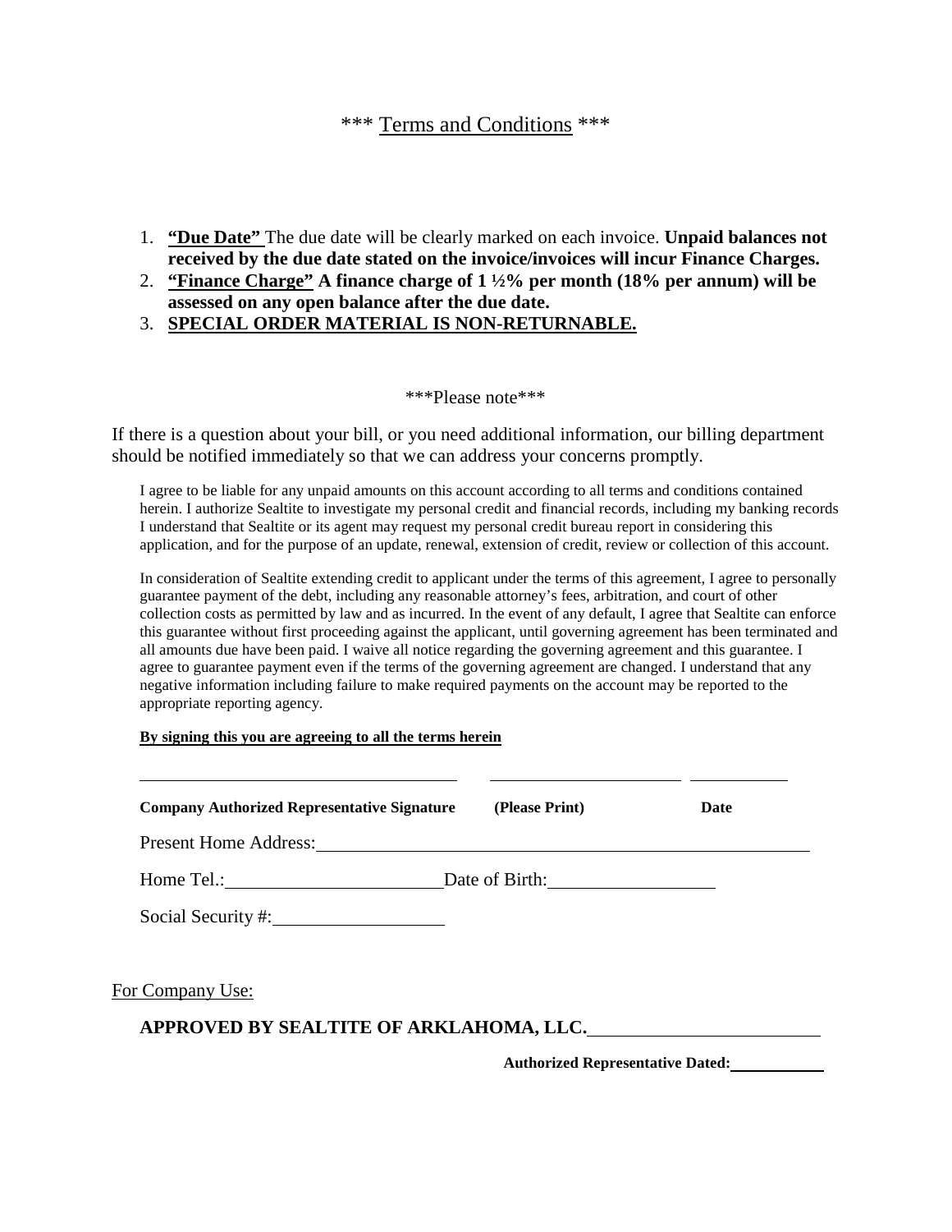\*\*\* <u>Terms and Conditions</u> \*\*\*

1. **<u>"Due Date"</u>** The due date will be clearly marked on each invoice. **Unpaid balances not received by the due date stated on the invoice/invoices will incur Finance Charges.**
2. **<u>"Finance Charge"</u> A finance charge of 1 ½% per month (18% per annum) will be assessed on any open balance after the due date.**
3. **<u>SPECIAL ORDER MATERIAL IS NON-RETURNABLE.</u>**

\*\*\*Please note\*\*\*

If there is a question about your bill, or you need additional information, our billing department should be notified immediately so that we can address your concerns promptly.

I agree to be liable for any unpaid amounts on this account according to all terms and conditions contained herein. I authorize Sealtite to investigate my personal credit and financial records, including my banking records I understand that Sealtite or its agent may request my personal credit bureau report in considering this application, and for the purpose of an update, renewal, extension of credit, review or collection of this account.

In consideration of Sealtite extending credit to applicant under the terms of this agreement, I agree to personally guarantee payment of the debt, including any reasonable attorney's fees, arbitration, and court of other collection costs as permitted by law and as incurred. In the event of any default, I agree that Sealtite can enforce this guarantee without first proceeding against the applicant, until governing agreement has been terminated and all amounts due have been paid. I waive all notice regarding the governing agreement and this guarantee. I agree to guarantee payment even if the terms of the governing agreement are changed. I understand that any negative information including failure to make required payments on the account may be reported to the appropriate reporting agency.

**<u>By signing this you are agreeing to all the terms herein</u>**

\_\_\_\_\_\_\_\_\_\_\_\_\_\_\_\_\_\_\_\_\_\_\_\_\_\_\_\_\_\_\_\_\_\_ \_\_\_\_\_\_\_\_\_\_\_\_\_\_\_\_\_\_\_\_ \_\_\_\_\_\_\_\_\_\_

**Company Authorized Representative Signature** **(Please Print)** **Date**

Present Home Address: \_\_\_\_\_\_\_\_\_\_\_\_\_\_\_\_\_\_\_\_\_\_\_\_\_\_\_\_\_\_\_\_\_\_\_\_\_\_\_\_\_\_\_\_\_\_\_\_\_\_

Home Tel.: \_\_\_\_\_\_\_\_\_\_\_\_\_\_\_\_\_\_\_\_\_\_\_ Date of Birth: \_\_\_\_\_\_\_\_\_\_\_\_\_\_\_\_\_\_

Social Security #: \_\_\_\_\_\_\_\_\_\_\_\_\_\_\_\_\_\_

<u>For Company Use:</u>

**APPROVED BY SEALTITE OF ARKLAHOMA, LLC.** \_\_\_\_\_\_\_\_\_\_\_\_\_\_\_\_\_\_\_\_\_\_\_\_\_\_

**Authorized Representative Dated:** \_\_\_\_\_\_\_\_\_\_\_